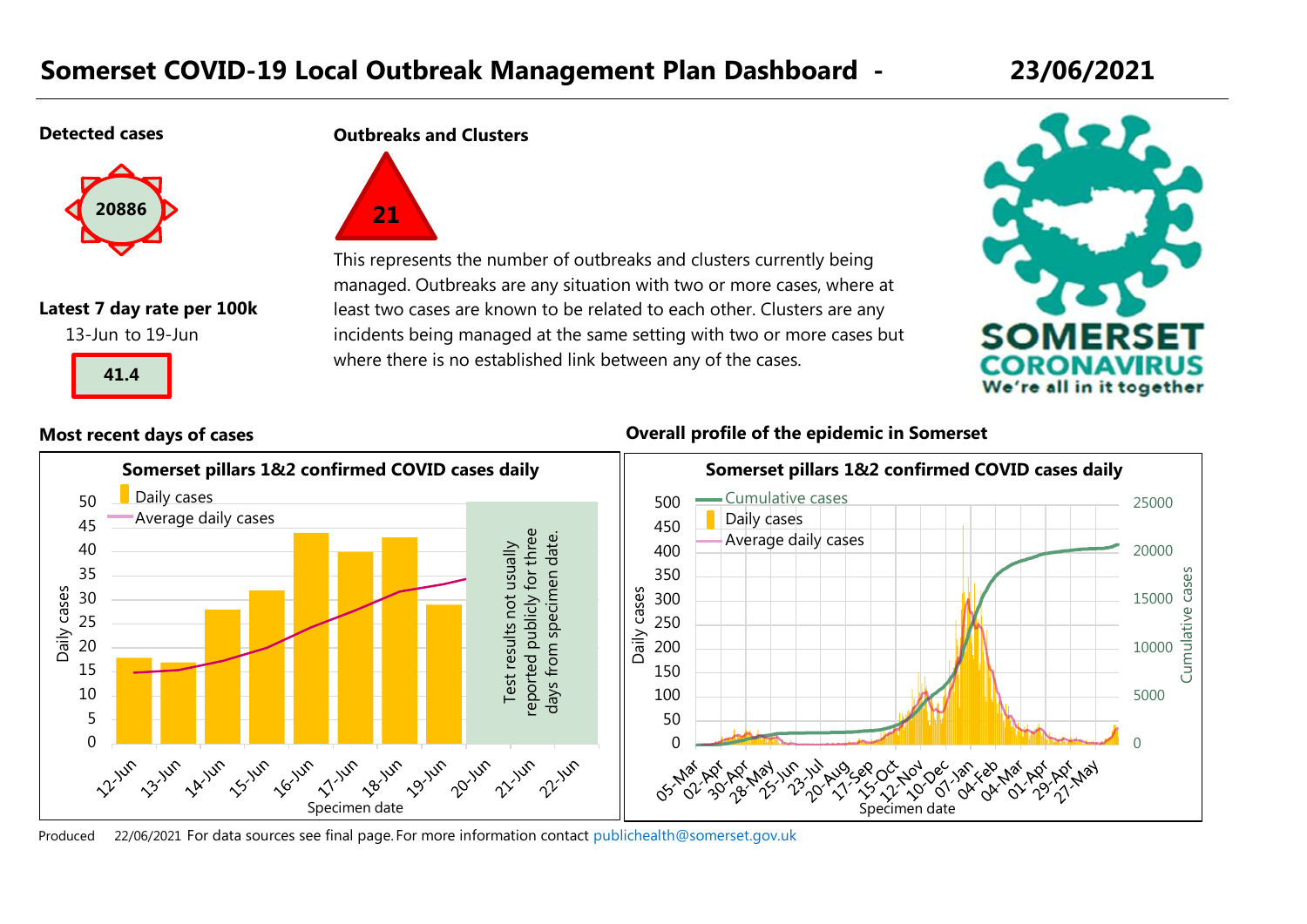# Somerset COVID-19 Local Outbreak Management Plan Dashboard - 23/06/2021

**Detected cases**

20886

**Outbreaks and Clusters**

21

This represents the number of outbreaks and clusters currently being managed. Outbreaks are any situation with two or more cases, where at least two cases are known to be related to each other. Clusters are any incidents being managed at the same setting with two or more cases but where there is no established link between any of the cases.

**Latest 7 day rate per 100k**

13-Jun to 19-Jun

41.4

SOMERSET CORONAVIRUS
We're all in it together

**Most recent days of cases**

Somerset pillars 1&2 confirmed COVID cases daily

Test results not usually reported publicly for three days from specimen date.

**Overall profile of the epidemic in Somerset**

Somerset pillars 1&2 confirmed COVID cases daily

Produced 22/06/2021 For data sources see final page. For more information contact publichealth@somerset.gov.uk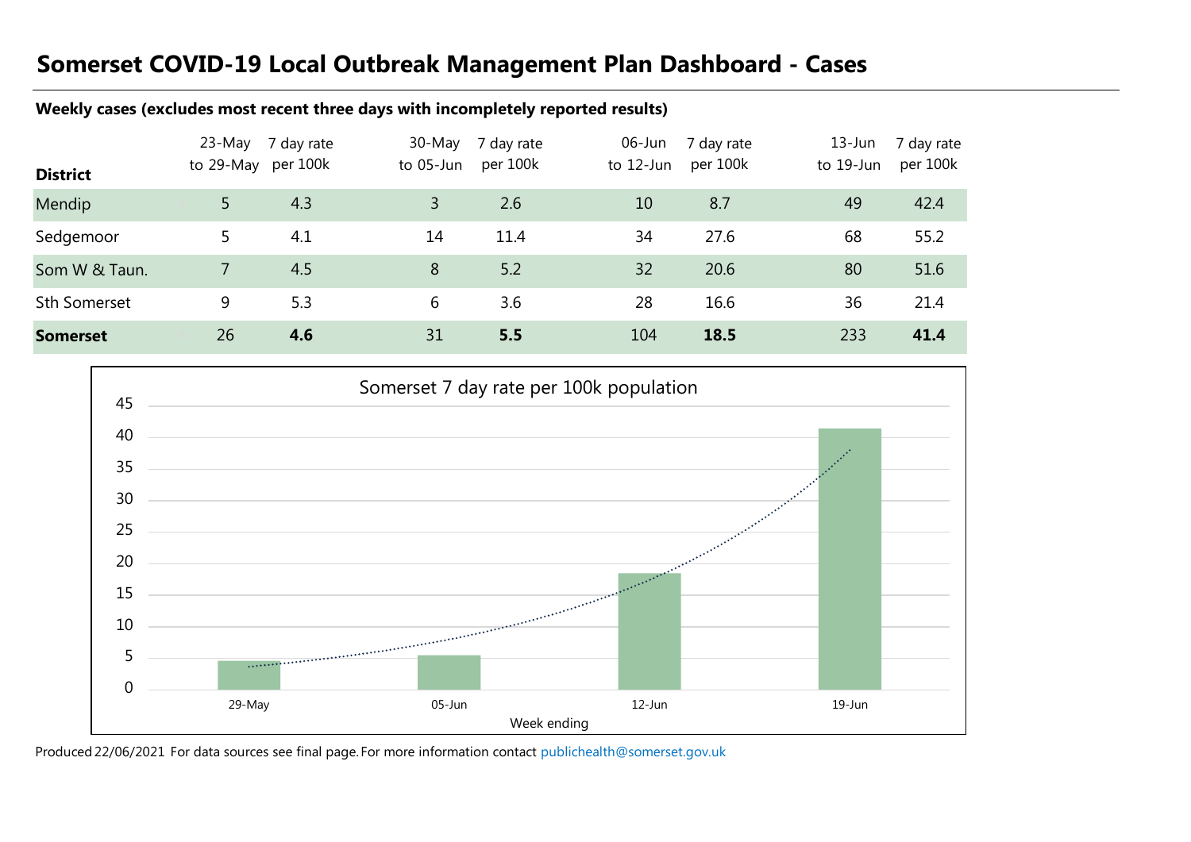# Somerset COVID-19 Local Outbreak Management Plan Dashboard - Cases

**Weekly cases (excludes most recent three days with incompletely reported results)**

| District | 23-May to 29-May | 7 day rate per 100k | 30-May to 05-Jun | 7 day rate per 100k | 06-Jun to 12-Jun | 7 day rate per 100k | 13-Jun to 19-Jun | 7 day rate per 100k |
|---|---|---|---|---|---|---|---|---|
| Mendip | 5 | 4.3 | 3 | 2.6 | 10 | 8.7 | 49 | 42.4 |
| Sedgemoor | 5 | 4.1 | 14 | 11.4 | 34 | 27.6 | 68 | 55.2 |
| Som W & Taun. | 7 | 4.5 | 8 | 5.2 | 32 | 20.6 | 80 | 51.6 |
| Sth Somerset | 9 | 5.3 | 6 | 3.6 | 28 | 16.6 | 36 | 21.4 |
| **Somerset** | 26 | **4.6** | 31 | **5.5** | 104 | **18.5** | 233 | **41.4** |

Somerset 7 day rate per 100k population

| Week ending | 7 day rate per 100k |
|---|---|
| 29-May | 4.6 |
| 05-Jun | 5.5 |
| 12-Jun | 18.5 |
| 19-Jun | 41.4 |

Produced 22/06/2021 For data sources see final page. For more information contact publichealth@somerset.gov.uk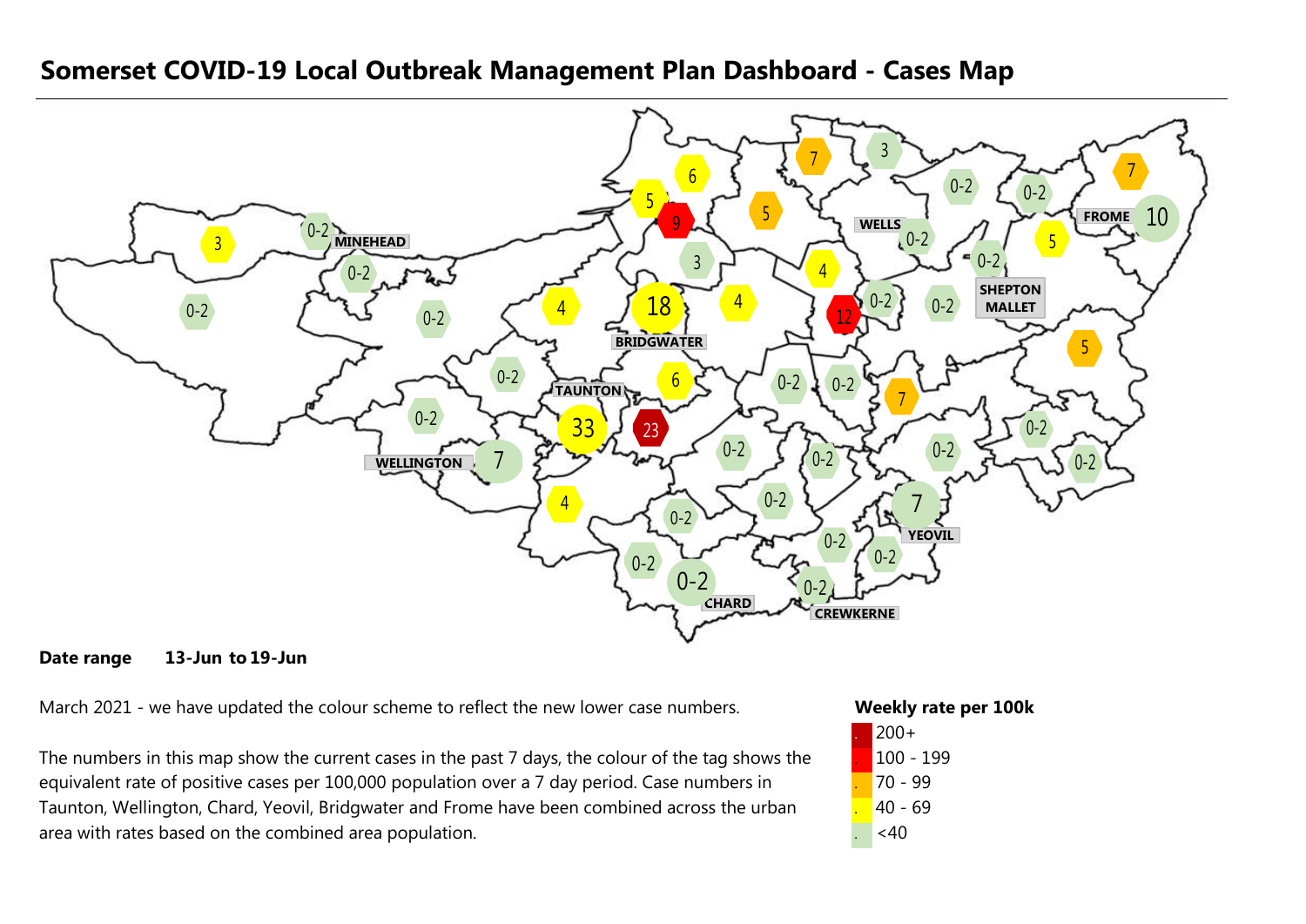# Somerset COVID-19 Local Outbreak Management Plan Dashboard - Cases Map

**Date range** **13-Jun to 19-Jun**

March 2021 - we have updated the colour scheme to reflect the new lower case numbers.

The numbers in this map show the current cases in the past 7 days, the colour of the tag shows the equivalent rate of positive cases per 100,000 population over a 7 day period. Case numbers in Taunton, Wellington, Chard, Yeovil, Bridgwater and Frome have been combined across the urban area with rates based on the combined area population.

**Weekly rate per 100k**

- 200+
- 100 - 199
- 70 - 99
- 40 - 69
- <40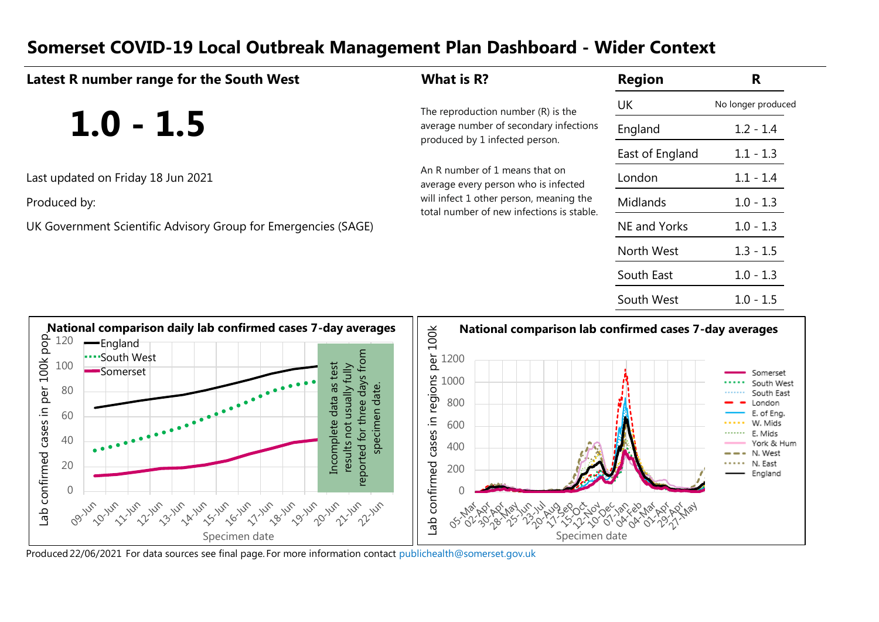# Somerset COVID-19 Local Outbreak Management Plan Dashboard - Wider Context

## Latest R number range for the South West

**1.0 - 1.5**

Last updated on Friday 18 Jun 2021

Produced by:

UK Government Scientific Advisory Group for Emergencies (SAGE)

## What is R?

The reproduction number (R) is the average number of secondary infections produced by 1 infected person.

An R number of 1 means that on average every person who is infected will infect 1 other person, meaning the total number of new infections is stable.

| Region | R |
|---|---|
| UK | No longer produced |
| England | 1.2 - 1.4 |
| East of England | 1.1 - 1.3 |
| London | 1.1 - 1.4 |
| Midlands | 1.0 - 1.3 |
| NE and Yorks | 1.0 - 1.3 |
| North West | 1.3 - 1.5 |
| South East | 1.0 - 1.3 |
| South West | 1.0 - 1.5 |

**National comparison daily lab confirmed cases 7-day averages**

Lab confirmed cases in per 100k pop. — England, South West, Somerset — Specimen date (09-Jun to 22-Jun)

Incomplete data as test results not usually fully reported for three days from specimen date.

**National comparison lab confirmed cases 7-day averages**

Lab confirmed cases in regions per 100k — Somerset, South West, South East, London, E. of Eng., W. Mids, E. Mids, York & Hum, N. West, N. East, England — Specimen date (05-Mar to 27-May)

Produced 22/06/2021 For data sources see final page. For more information contact publichealth@somerset.gov.uk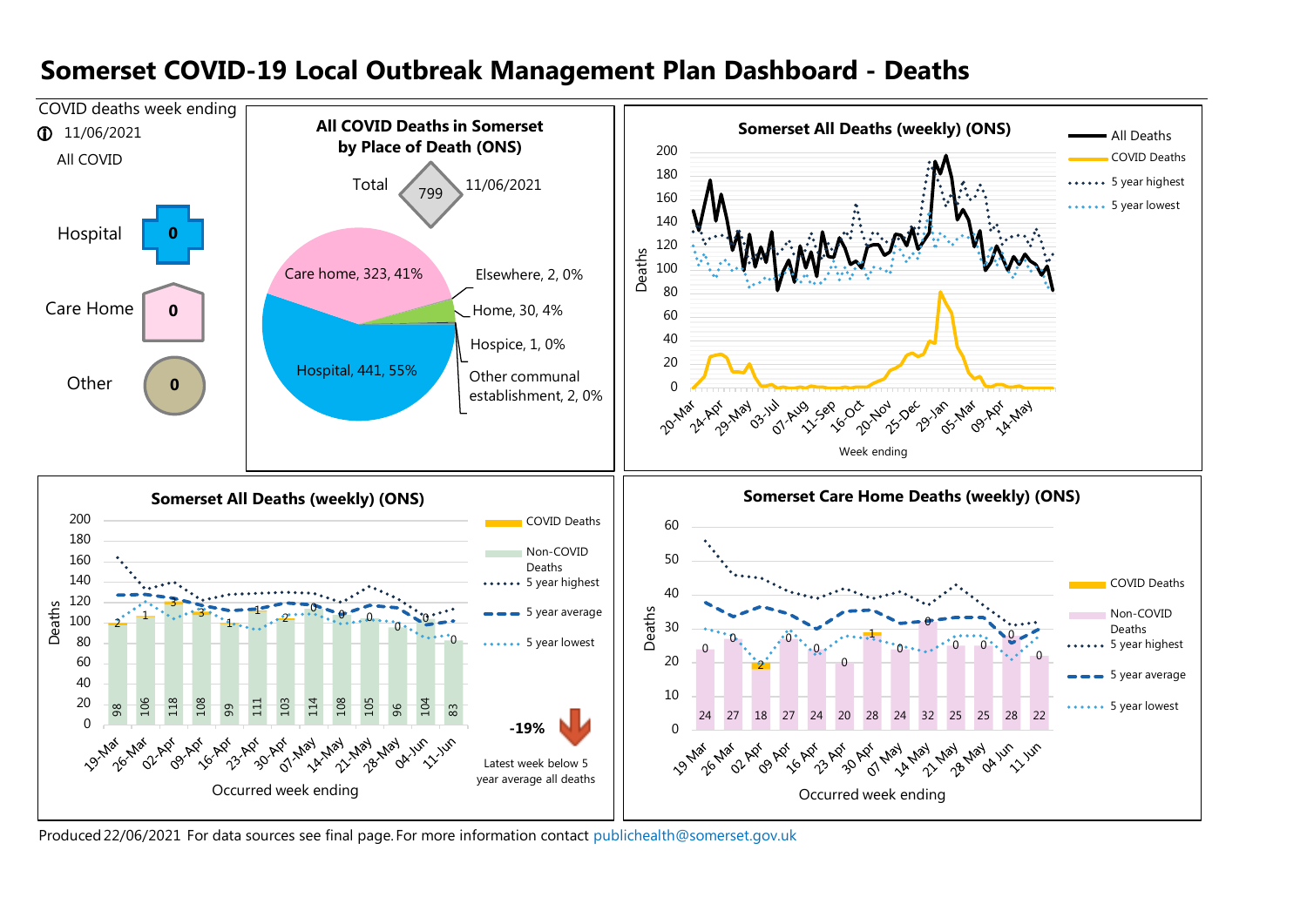# Somerset COVID-19 Local Outbreak Management Plan Dashboard - Deaths

COVID deaths week ending

11/06/2021

All COVID

| | |
|---|---|
| Hospital | 0 |
| Care Home | 0 |
| Other | 0 |

## All COVID Deaths in Somerset by Place of Death (ONS)

Total 799 11/06/2021

- Care home, 323, 41%
- Elsewhere, 2, 0%
- Home, 30, 4%
- Hospice, 1, 0%
- Other communal establishment, 2, 0%
- Hospital, 441, 55%

## Somerset All Deaths (weekly) (ONS)

Legend: All Deaths; COVID Deaths; 5 year highest; 5 year lowest

Deaths (0–200)

Week ending: 20-Mar, 24-Apr, 29-May, 03-Jul, 07-Aug, 11-Sep, 16-Oct, 20-Nov, 25-Dec, 29-Jan, 05-Mar, 09-Apr, 14-May

## Somerset All Deaths (weekly) (ONS)

| Occurred week ending | Non-COVID Deaths | COVID Deaths |
|---|---|---|
| 19-Mar | 98 | 2 |
| 26-Mar | 106 | 1 |
| 02-Apr | 118 | 3 |
| 09-Apr | 108 | 3 |
| 16-Apr | 99 | 1 |
| 23-Apr | 111 | 1 |
| 30-Apr | 103 | 2 |
| 07-May | 114 | 0 |
| 14-May | 108 | 0 |
| 21-May | 105 | 0 |
| 28-May | 96 | 0 |
| 04-Jun | 104 | 0 |
| 11-Jun | 83 | 0 |

Legend: COVID Deaths; Non-COVID Deaths; 5 year highest; 5 year average; 5 year lowest

-19%

Latest week below 5 year average all deaths

## Somerset Care Home Deaths (weekly) (ONS)

| Occurred week ending | Non-COVID Deaths | COVID Deaths |
|---|---|---|
| 19 Mar | 24 | 0 |
| 26 Mar | 27 | 0 |
| 02 Apr | 18 | 2 |
| 09 Apr | 27 | 0 |
| 16 Apr | 24 | 0 |
| 23 Apr | 20 | 0 |
| 30 Apr | 28 | 1 |
| 07 May | 24 | 0 |
| 14 May | 32 | 0 |
| 21 May | 25 | 0 |
| 28 May | 25 | 0 |
| 04 Jun | 28 | 0 |
| 11 Jun | 22 | 0 |

Legend: COVID Deaths; Non-COVID Deaths; 5 year highest; 5 year average; 5 year lowest

Produced 22/06/2021 For data sources see final page. For more information contact publichealth@somerset.gov.uk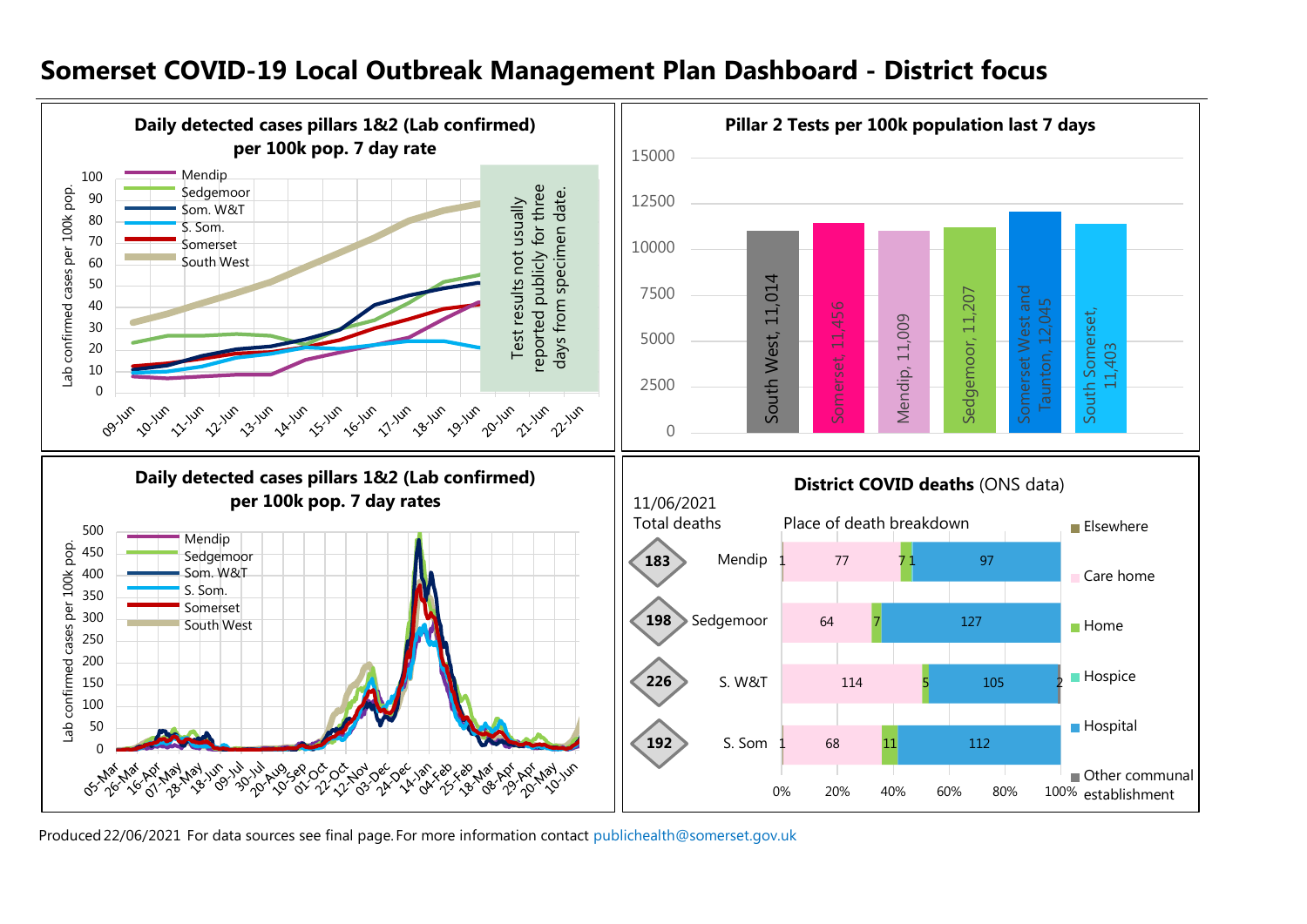# Somerset COVID-19 Local Outbreak Management Plan Dashboard - District focus

**Daily detected cases pillars 1&2 (Lab confirmed) per 100k pop. 7 day rate**

Legend: Mendip, Sedgemoor, Som. W&T, S. Som., Somerset, South West

Y-axis: Lab confirmed cases per 100k pop.

Test results not usually reported publicly for three days from specimen date.

X-axis: 09-Jun, 10-Jun, 11-Jun, 12-Jun, 13-Jun, 14-Jun, 15-Jun, 16-Jun, 17-Jun, 18-Jun, 19-Jun, 20-Jun, 21-Jun, 22-Jun

**Pillar 2 Tests per 100k population last 7 days**

| Area | Tests per 100k |
|---|---|
| South West | 11,014 |
| Somerset | 11,456 |
| Mendip | 11,009 |
| Sedgemoor | 11,207 |
| Somerset West and Taunton | 12,045 |
| South Somerset | 11,403 |

**Daily detected cases pillars 1&2 (Lab confirmed) per 100k pop. 7 day rates**

Legend: Mendip, Sedgemoor, Som. W&T, S. Som., Somerset, South West

Y-axis: Lab confirmed cases per 100k pop.

X-axis: 05-Mar, 26-Mar, 16-Apr, 07-May, 28-May, 18-Jun, 09-Jul, 30-Jul, 20-Aug, 10-Sep, 01-Oct, 22-Oct, 12-Nov, 03-Dec, 24-Dec, 14-Jan, 04-Feb, 25-Feb, 18-Mar, 08-Apr, 29-Apr, 20-May, 10-Jun

**District COVID deaths** (ONS data)

11/06/2021 Total deaths; Place of death breakdown

| District | Total deaths | Elsewhere | Care home | Home | Hospice | Hospital | Other communal establishment |
|---|---|---|---|---|---|---|---|
| Mendip | 183 | 1 | 77 | 7 | 1 | 97 | |
| Sedgemoor | 198 | | 64 | 7 | | 127 | |
| S. W&T | 226 | | 114 | 5 | | 105 | 2 |
| S. Som | 192 | 1 | 68 | 11 | | 112 | |

Produced 22/06/2021 For data sources see final page. For more information contact publichealth@somerset.gov.uk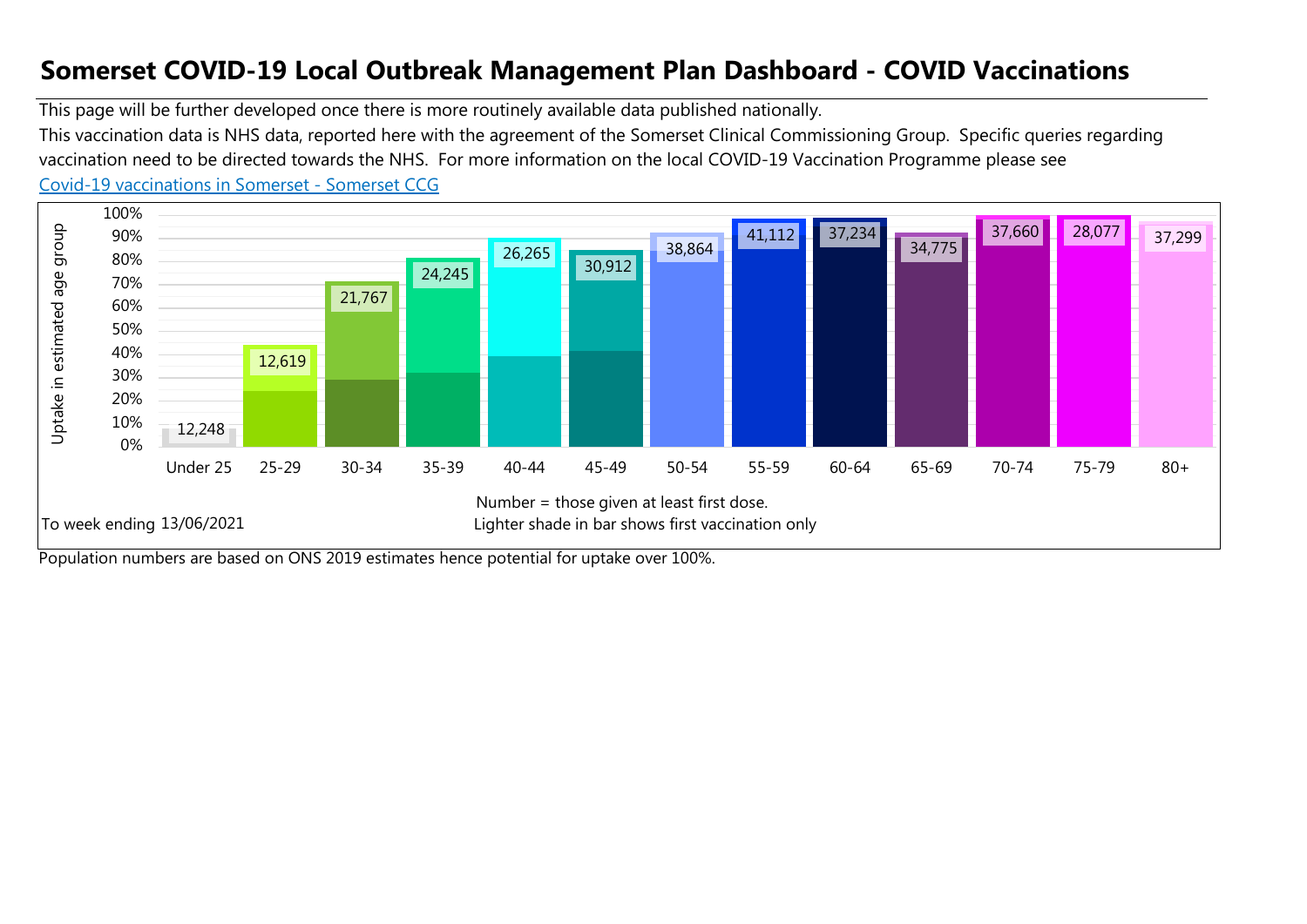# Somerset COVID-19 Local Outbreak Management Plan Dashboard - COVID Vaccinations

This page will be further developed once there is more routinely available data published nationally.

This vaccination data is NHS data, reported here with the agreement of the Somerset Clinical Commissioning Group. Specific queries regarding vaccination need to be directed towards the NHS. For more information on the local COVID-19 Vaccination Programme please see [Covid-19 vaccinations in Somerset - Somerset CCG]

| Age group | Number given at least first dose |
|---|---|
| Under 25 | 12,248 |
| 25-29 | 12,619 |
| 30-34 | 21,767 |
| 35-39 | 24,245 |
| 40-44 | 26,265 |
| 45-49 | 30,912 |
| 50-54 | 38,864 |
| 55-59 | 41,112 |
| 60-64 | 37,234 |
| 65-69 | 34,775 |
| 70-74 | 37,660 |
| 75-79 | 28,077 |
| 80+ | 37,299 |

Uptake in estimated age group

To week ending 13/06/2021

Number = those given at least first dose.
Lighter shade in bar shows first vaccination only

Population numbers are based on ONS 2019 estimates hence potential for uptake over 100%.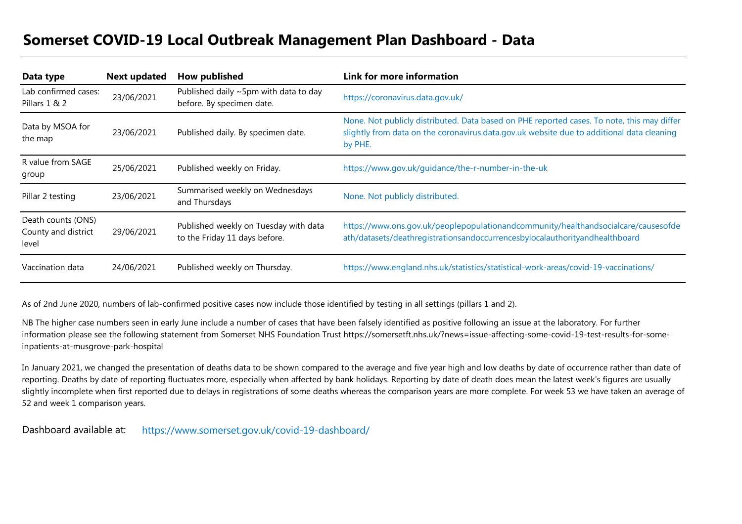# Somerset COVID-19 Local Outbreak Management Plan Dashboard - Data

| Data type | Next updated | How published | Link for more information |
|---|---|---|---|
| Lab confirmed cases: Pillars 1 & 2 | 23/06/2021 | Published daily ~5pm with data to day before. By specimen date. | https://coronavirus.data.gov.uk/ |
| Data by MSOA for the map | 23/06/2021 | Published daily. By specimen date. | None. Not publicly distributed. Data based on PHE reported cases. To note, this may differ slightly from data on the coronavirus.data.gov.uk website due to additional data cleaning by PHE. |
| R value from SAGE group | 25/06/2021 | Published weekly on Friday. | https://www.gov.uk/guidance/the-r-number-in-the-uk |
| Pillar 2 testing | 23/06/2021 | Summarised weekly on Wednesdays and Thursdays | None. Not publicly distributed. |
| Death counts (ONS) County and district level | 29/06/2021 | Published weekly on Tuesday with data to the Friday 11 days before. | https://www.ons.gov.uk/peoplepopulationandcommunity/healthandsocialcare/causesofdeath/datasets/deathregistrationsandoccurrencesbylocalauthorityandhealthboard |
| Vaccination data | 24/06/2021 | Published weekly on Thursday. | https://www.england.nhs.uk/statistics/statistical-work-areas/covid-19-vaccinations/ |

As of 2nd June 2020, numbers of lab-confirmed positive cases now include those identified by testing in all settings (pillars 1 and 2).

NB The higher case numbers seen in early June include a number of cases that have been falsely identified as positive following an issue at the laboratory. For further information please see the following statement from Somerset NHS Foundation Trust https://somersetft.nhs.uk/?news=issue-affecting-some-covid-19-test-results-for-some-inpatients-at-musgrove-park-hospital

In January 2021, we changed the presentation of deaths data to be shown compared to the average and five year high and low deaths by date of occurrence rather than date of reporting. Deaths by date of reporting fluctuates more, especially when affected by bank holidays. Reporting by date of death does mean the latest week's figures are usually slightly incomplete when first reported due to delays in registrations of some deaths whereas the comparison years are more complete. For week 53 we have taken an average of 52 and week 1 comparison years.

Dashboard available at: https://www.somerset.gov.uk/covid-19-dashboard/